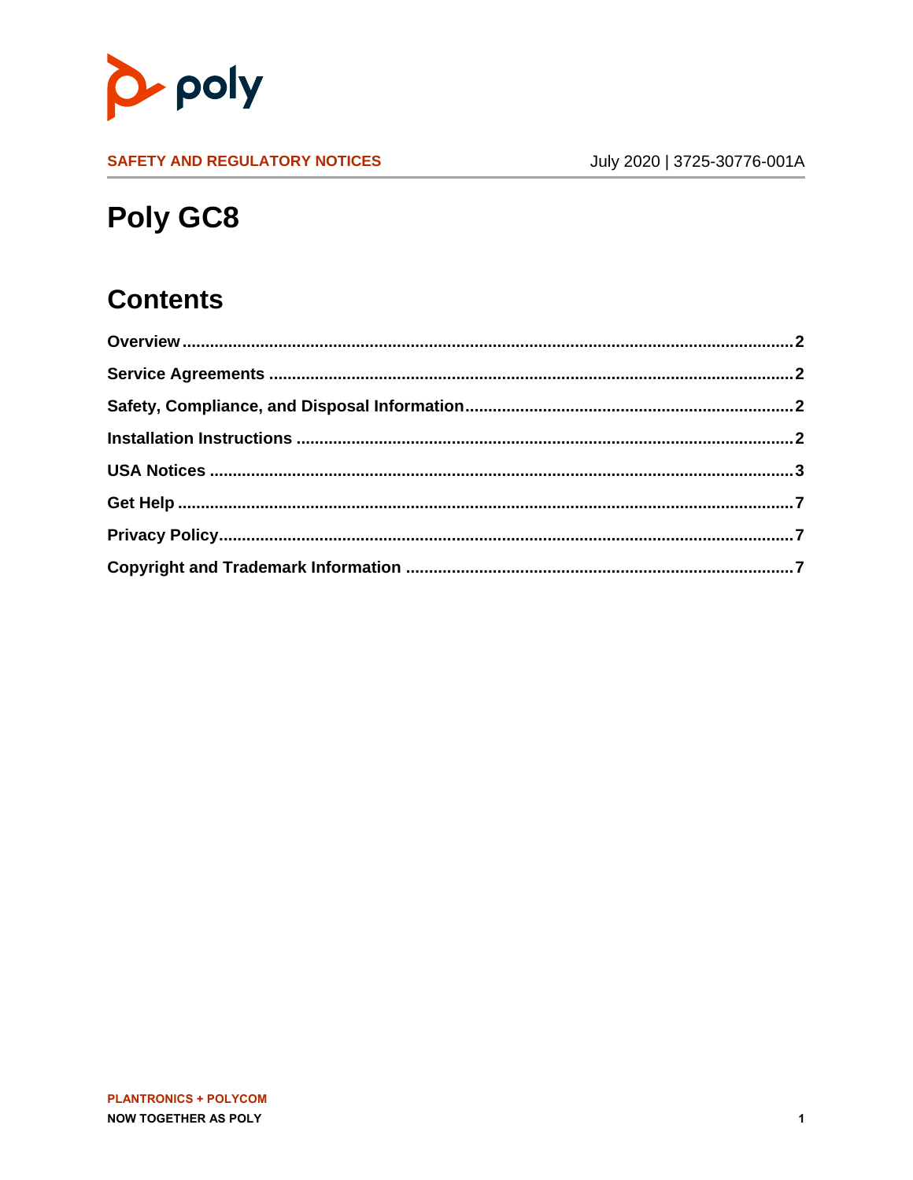SAFETY AND REGULATORY NOTICES

July 2020 | 3725-30776-001A

# Poly GC8

## Contents

Overview ........................................................................................................................2

Service Agreements ......................................................................................................2

Safety, Compliance, and Disposal Information..............................................................2

Installation Instructions ..................................................................................................2

USA Notices ..................................................................................................................3

Get Help ........................................................................................................................7

Privacy Policy................................................................................................................7

Copyright and Trademark Information ..........................................................................7

PLANTRONICS + POLYCOM
NOW TOGETHER AS POLY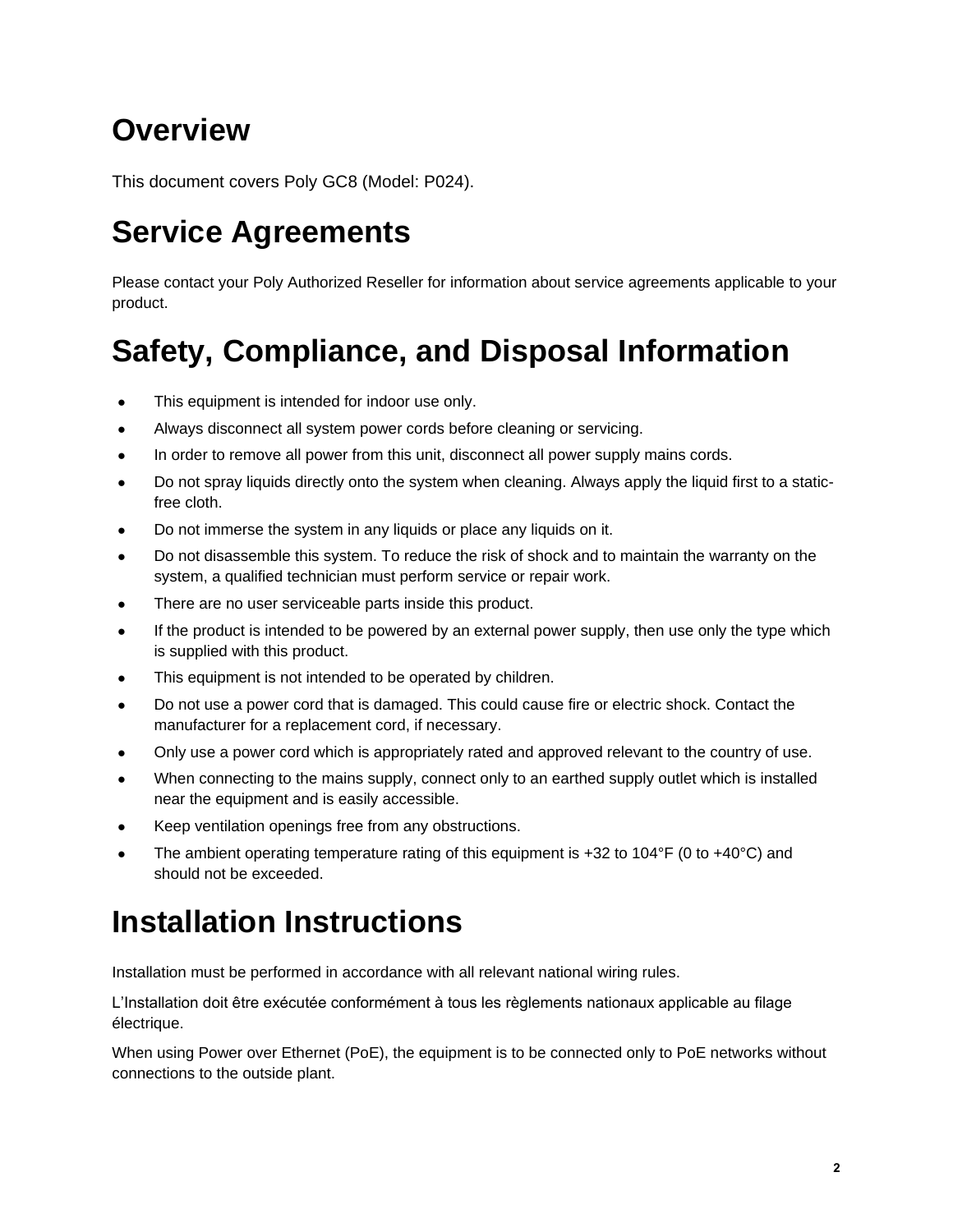# Overview

This document covers Poly GC8 (Model: P024).

# Service Agreements

Please contact your Poly Authorized Reseller for information about service agreements applicable to your product.

# Safety, Compliance, and Disposal Information

- This equipment is intended for indoor use only.
- Always disconnect all system power cords before cleaning or servicing.
- In order to remove all power from this unit, disconnect all power supply mains cords.
- Do not spray liquids directly onto the system when cleaning. Always apply the liquid first to a static-free cloth.
- Do not immerse the system in any liquids or place any liquids on it.
- Do not disassemble this system. To reduce the risk of shock and to maintain the warranty on the system, a qualified technician must perform service or repair work.
- There are no user serviceable parts inside this product.
- If the product is intended to be powered by an external power supply, then use only the type which is supplied with this product.
- This equipment is not intended to be operated by children.
- Do not use a power cord that is damaged. This could cause fire or electric shock. Contact the manufacturer for a replacement cord, if necessary.
- Only use a power cord which is appropriately rated and approved relevant to the country of use.
- When connecting to the mains supply, connect only to an earthed supply outlet which is installed near the equipment and is easily accessible.
- Keep ventilation openings free from any obstructions.
- The ambient operating temperature rating of this equipment is +32 to 104°F (0 to +40°C) and should not be exceeded.

# Installation Instructions

Installation must be performed in accordance with all relevant national wiring rules.

L'Installation doit être exécutée conformément à tous les règlements nationaux applicable au filage électrique.

When using Power over Ethernet (PoE), the equipment is to be connected only to PoE networks without connections to the outside plant.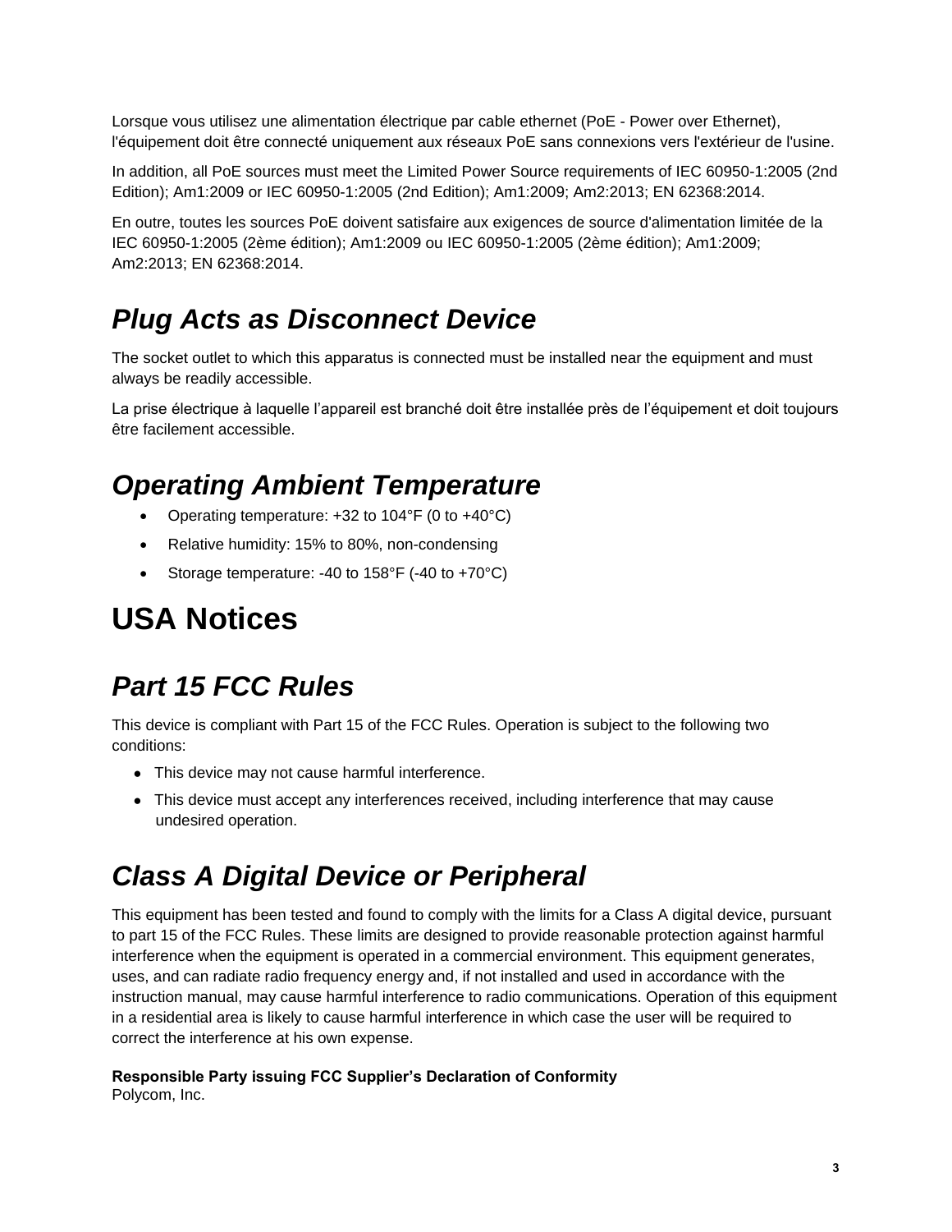Lorsque vous utilisez une alimentation électrique par cable ethernet (PoE - Power over Ethernet), l'équipement doit être connecté uniquement aux réseaux PoE sans connexions vers l'extérieur de l'usine.

In addition, all PoE sources must meet the Limited Power Source requirements of IEC 60950-1:2005 (2nd Edition); Am1:2009 or IEC 60950-1:2005 (2nd Edition); Am1:2009; Am2:2013; EN 62368:2014.

En outre, toutes les sources PoE doivent satisfaire aux exigences de source d'alimentation limitée de la IEC 60950-1:2005 (2ème édition); Am1:2009 ou IEC 60950-1:2005 (2ème édition); Am1:2009; Am2:2013; EN 62368:2014.

## *Plug Acts as Disconnect Device*

The socket outlet to which this apparatus is connected must be installed near the equipment and must always be readily accessible.

La prise électrique à laquelle l'appareil est branché doit être installée près de l'équipement et doit toujours être facilement accessible.

## *Operating Ambient Temperature*

- Operating temperature: +32 to 104°F (0 to +40°C)
- Relative humidity: 15% to 80%, non-condensing
- Storage temperature: -40 to 158°F (-40 to +70°C)

# USA Notices

## *Part 15 FCC Rules*

This device is compliant with Part 15 of the FCC Rules. Operation is subject to the following two conditions:

- This device may not cause harmful interference.
- This device must accept any interferences received, including interference that may cause undesired operation.

## *Class A Digital Device or Peripheral*

This equipment has been tested and found to comply with the limits for a Class A digital device, pursuant to part 15 of the FCC Rules. These limits are designed to provide reasonable protection against harmful interference when the equipment is operated in a commercial environment. This equipment generates, uses, and can radiate radio frequency energy and, if not installed and used in accordance with the instruction manual, may cause harmful interference to radio communications. Operation of this equipment in a residential area is likely to cause harmful interference in which case the user will be required to correct the interference at his own expense.

**Responsible Party issuing FCC Supplier's Declaration of Conformity**
Polycom, Inc.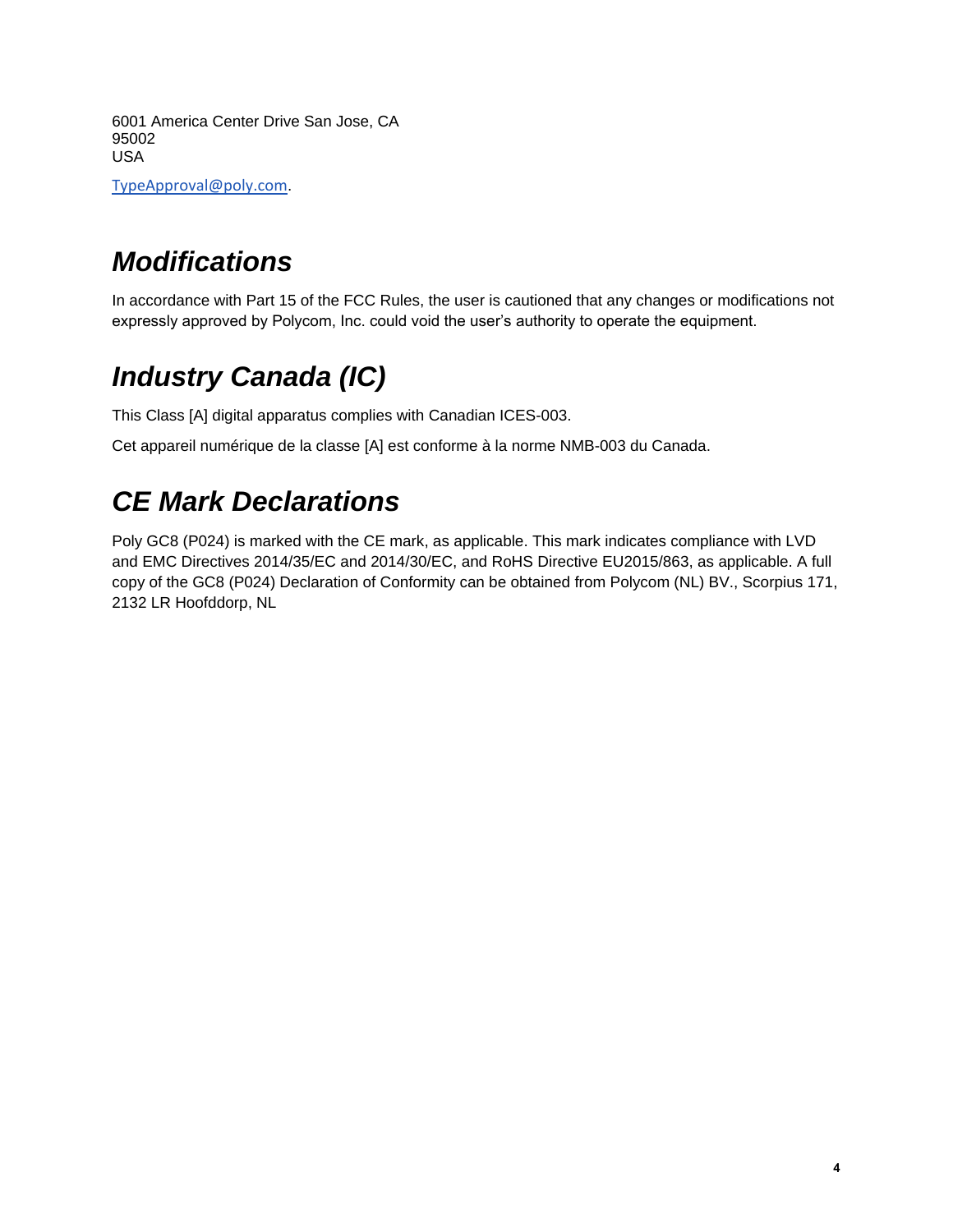6001 America Center Drive San Jose, CA
95002
USA

TypeApproval@poly.com.

## *Modifications*

In accordance with Part 15 of the FCC Rules, the user is cautioned that any changes or modifications not expressly approved by Polycom, Inc. could void the user's authority to operate the equipment.

## *Industry Canada (IC)*

This Class [A] digital apparatus complies with Canadian ICES-003.

Cet appareil numérique de la classe [A] est conforme à la norme NMB-003 du Canada.

## *CE Mark Declarations*

Poly GC8 (P024) is marked with the CE mark, as applicable. This mark indicates compliance with LVD and EMC Directives 2014/35/EC and 2014/30/EC, and RoHS Directive EU2015/863, as applicable. A full copy of the GC8 (P024) Declaration of Conformity can be obtained from Polycom (NL) BV., Scorpius 171, 2132 LR Hoofddorp, NL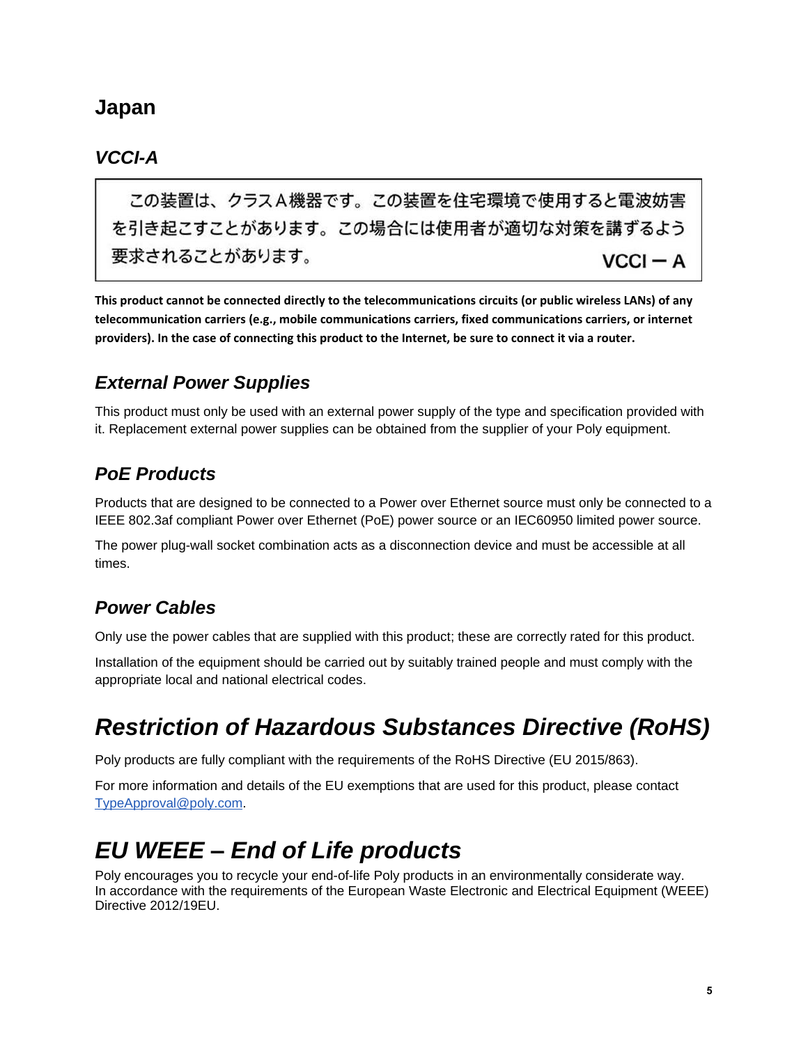## Japan

### *VCCI-A*

この装置は、クラスA機器です。この装置を住宅環境で使用すると電波妨害を引き起こすことがあります。この場合には使用者が適切な対策を講ずるよう要求されることがあります。 VCCI－A

**This product cannot be connected directly to the telecommunications circuits (or public wireless LANs) of any telecommunication carriers (e.g., mobile communications carriers, fixed communications carriers, or internet providers). In the case of connecting this product to the Internet, be sure to connect it via a router.**

### *External Power Supplies*

This product must only be used with an external power supply of the type and specification provided with it. Replacement external power supplies can be obtained from the supplier of your Poly equipment.

### *PoE Products*

Products that are designed to be connected to a Power over Ethernet source must only be connected to a IEEE 802.3af compliant Power over Ethernet (PoE) power source or an IEC60950 limited power source.

The power plug-wall socket combination acts as a disconnection device and must be accessible at all times.

### *Power Cables*

Only use the power cables that are supplied with this product; these are correctly rated for this product.

Installation of the equipment should be carried out by suitably trained people and must comply with the appropriate local and national electrical codes.

# *Restriction of Hazardous Substances Directive (RoHS)*

Poly products are fully compliant with the requirements of the RoHS Directive (EU 2015/863).

For more information and details of the EU exemptions that are used for this product, please contact TypeApproval@poly.com.

# *EU WEEE – End of Life products*

Poly encourages you to recycle your end-of-life Poly products in an environmentally considerate way. In accordance with the requirements of the European Waste Electronic and Electrical Equipment (WEEE) Directive 2012/19EU.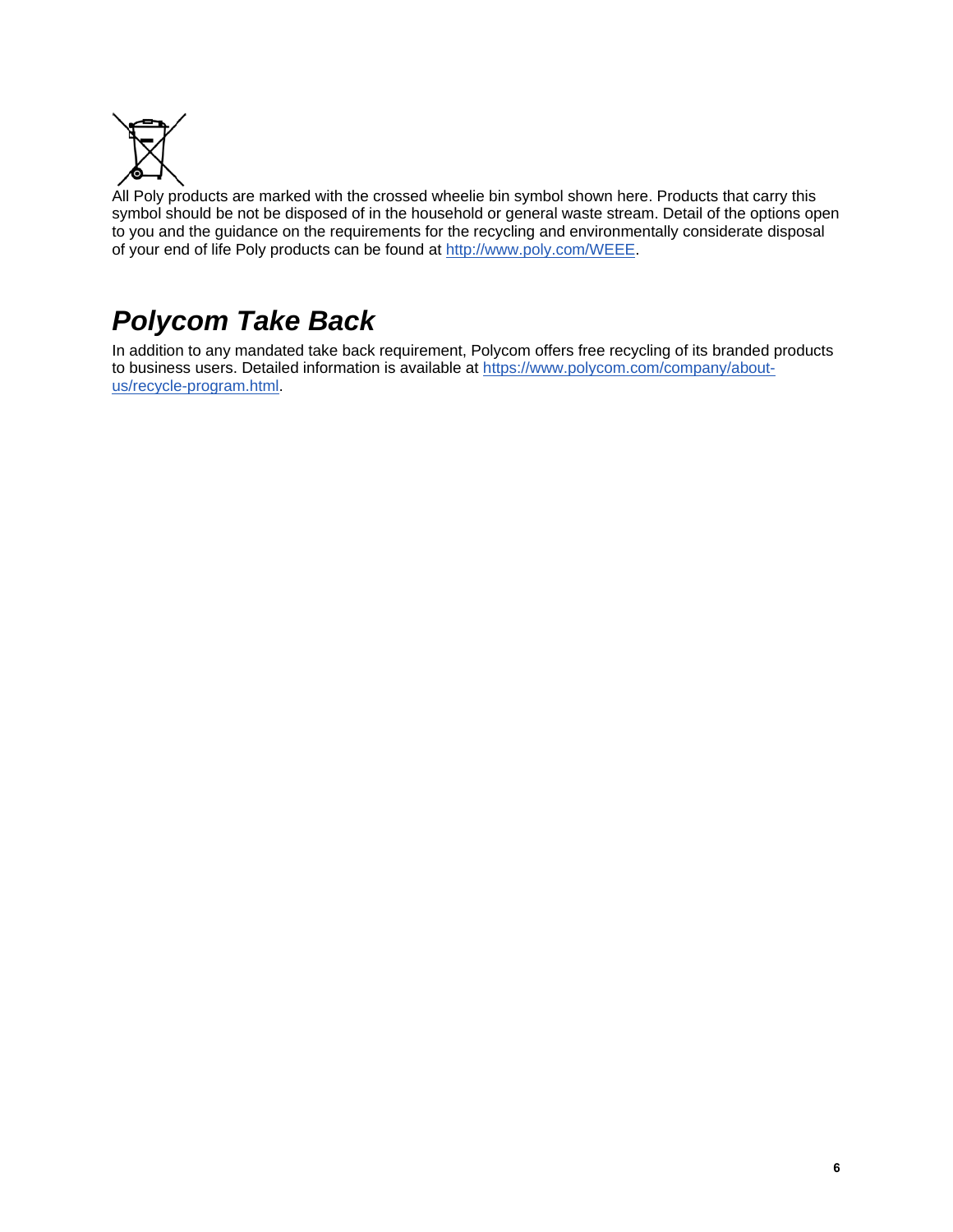All Poly products are marked with the crossed wheelie bin symbol shown here. Products that carry this symbol should be not be disposed of in the household or general waste stream. Detail of the options open to you and the guidance on the requirements for the recycling and environmentally considerate disposal of your end of life Poly products can be found at http://www.poly.com/WEEE.

## *Polycom Take Back*

In addition to any mandated take back requirement, Polycom offers free recycling of its branded products to business users. Detailed information is available at https://www.polycom.com/company/about-us/recycle-program.html.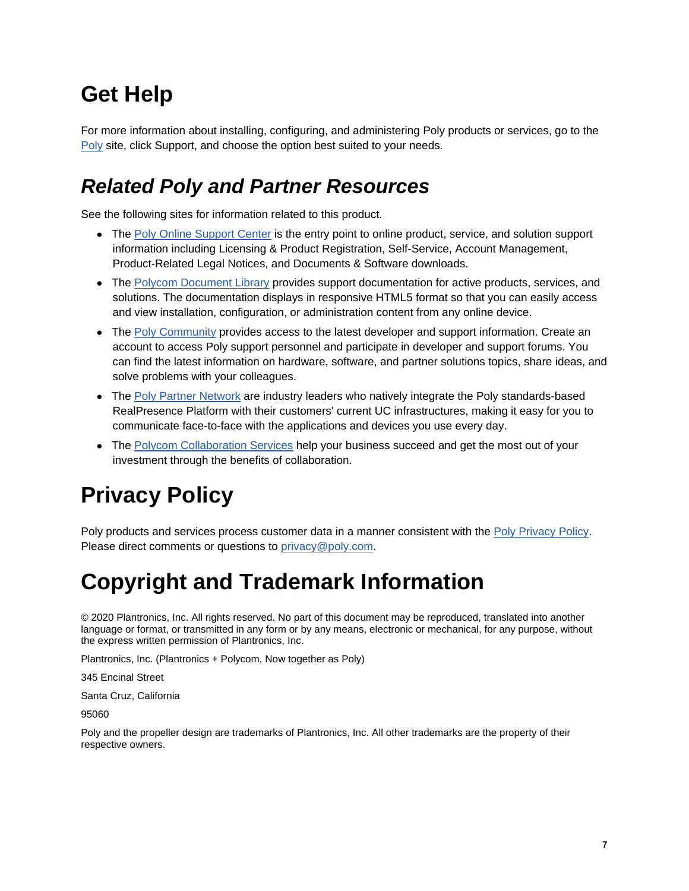# Get Help

For more information about installing, configuring, and administering Poly products or services, go to the Poly site, click Support, and choose the option best suited to your needs.

## *Related Poly and Partner Resources*

See the following sites for information related to this product.

- The Poly Online Support Center is the entry point to online product, service, and solution support information including Licensing & Product Registration, Self-Service, Account Management, Product-Related Legal Notices, and Documents & Software downloads.
- The Polycom Document Library provides support documentation for active products, services, and solutions. The documentation displays in responsive HTML5 format so that you can easily access and view installation, configuration, or administration content from any online device.
- The Poly Community provides access to the latest developer and support information. Create an account to access Poly support personnel and participate in developer and support forums. You can find the latest information on hardware, software, and partner solutions topics, share ideas, and solve problems with your colleagues.
- The Poly Partner Network are industry leaders who natively integrate the Poly standards-based RealPresence Platform with their customers' current UC infrastructures, making it easy for you to communicate face-to-face with the applications and devices you use every day.
- The Polycom Collaboration Services help your business succeed and get the most out of your investment through the benefits of collaboration.

# Privacy Policy

Poly products and services process customer data in a manner consistent with the Poly Privacy Policy. Please direct comments or questions to privacy@poly.com.

# Copyright and Trademark Information

© 2020 Plantronics, Inc. All rights reserved. No part of this document may be reproduced, translated into another language or format, or transmitted in any form or by any means, electronic or mechanical, for any purpose, without the express written permission of Plantronics, Inc.

Plantronics, Inc. (Plantronics + Polycom, Now together as Poly)

345 Encinal Street

Santa Cruz, California

95060

Poly and the propeller design are trademarks of Plantronics, Inc. All other trademarks are the property of their respective owners.